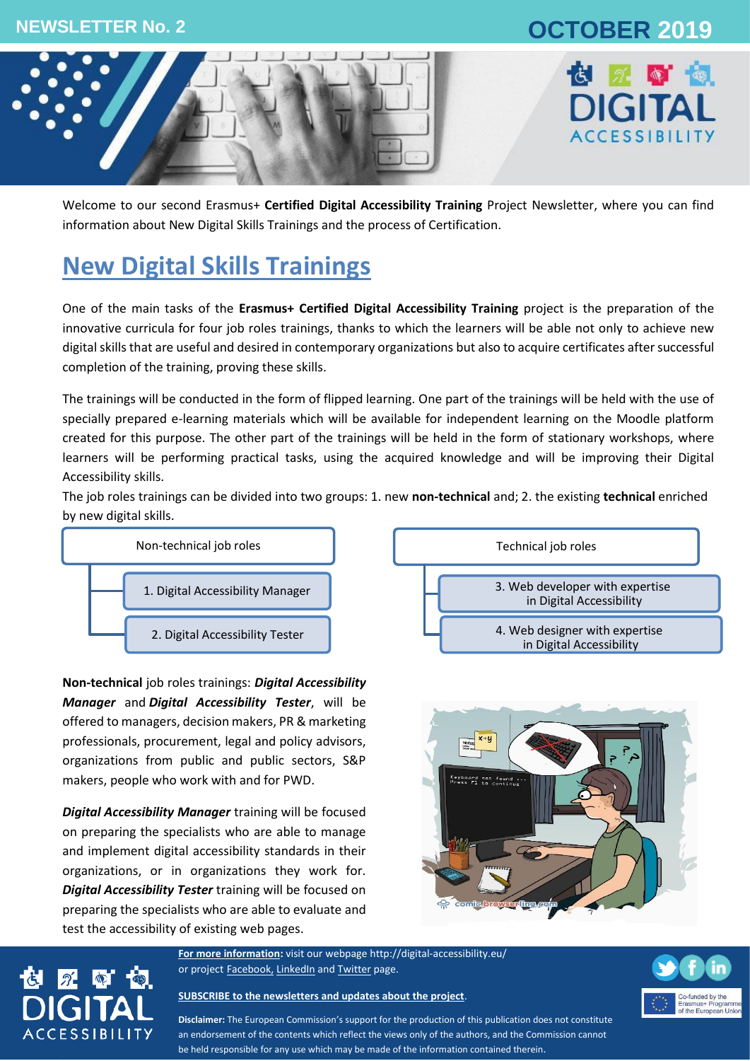NEWSLETTER No. 2

OCTOBER 2019

Welcome to our second Erasmus+ **Certified Digital Accessibility Training** Project Newsletter, where you can find information about New Digital Skills Trainings and the process of Certification.

# New Digital Skills Trainings

One of the main tasks of the **Erasmus+ Certified Digital Accessibility Training** project is the preparation of the innovative curricula for four job roles trainings, thanks to which the learners will be able not only to achieve new digital skills that are useful and desired in contemporary organizations but also to acquire certificates after successful completion of the training, proving these skills.

The trainings will be conducted in the form of flipped learning. One part of the trainings will be held with the use of specially prepared e-learning materials which will be available for independent learning on the Moodle platform created for this purpose. The other part of the trainings will be held in the form of stationary workshops, where learners will be performing practical tasks, using the acquired knowledge and will be improving their Digital Accessibility skills.

The job roles trainings can be divided into two groups: 1. new **non-technical** and; 2. the existing **technical** enriched by new digital skills.

- Non-technical job roles
  1. Digital Accessibility Manager
  2. Digital Accessibility Tester
- Technical job roles
  3. Web developer with expertise in Digital Accessibility
  4. Web designer with expertise in Digital Accessibility

**Non-technical** job roles trainings: ***Digital Accessibility Manager*** and ***Digital Accessibility Tester***, will be offered to managers, decision makers, PR & marketing professionals, procurement, legal and policy advisors, organizations from public and public sectors, S&P makers, people who work with and for PWD.

***Digital Accessibility Manager*** training will be focused on preparing the specialists who are able to manage and implement digital accessibility standards in their organizations, or in organizations they work for. ***Digital Accessibility Tester*** training will be focused on preparing the specialists who are able to evaluate and test the accessibility of existing web pages.

**For more information:** visit our webpage http://digital-accessibility.eu/ or project Facebook, LinkedIn and Twitter page.

**SUBSCRIBE to the newsletters and updates about the project**.

**Disclaimer:** The European Commission's support for the production of this publication does not constitute an endorsement of the contents which reflect the views only of the authors, and the Commission cannot be held responsible for any use which may be made of the information contained therein.

Co-funded by the Erasmus+ Programme of the European Union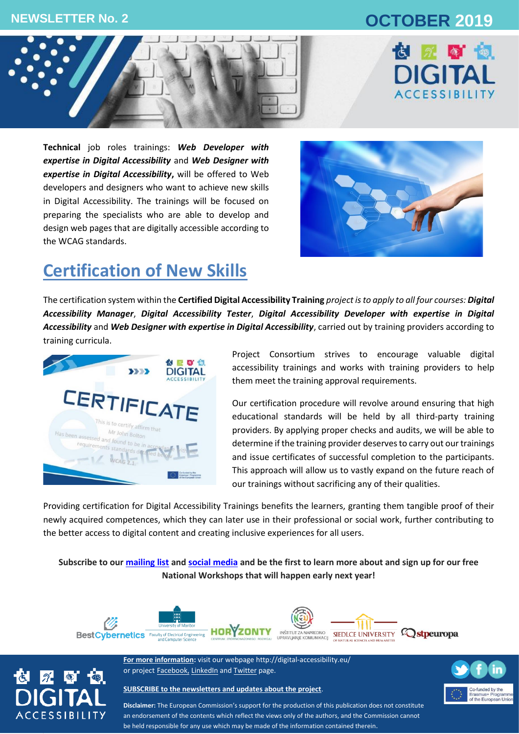NEWSLETTER No. 2

OCTOBER 2019

**Technical** job roles trainings: ***Web Developer with expertise in Digital Accessibility*** and ***Web Designer with expertise in Digital Accessibility*,** will be offered to Web developers and designers who want to achieve new skills in Digital Accessibility. The trainings will be focused on preparing the specialists who are able to develop and design web pages that are digitally accessible according to the WCAG standards.

## Certification of New Skills

The certification system within the **Certified Digital Accessibility Training** *project is to apply to all four courses:* ***Digital Accessibility Manager***, ***Digital Accessibility Tester***, ***Digital Accessibility Developer with expertise in Digital Accessibility*** and ***Web Designer with expertise in Digital Accessibility***, carried out by training providers according to training curricula.

Project Consortium strives to encourage valuable digital accessibility trainings and works with training providers to help them meet the training approval requirements.

Our certification procedure will revolve around ensuring that high educational standards will be held by all third-party training providers. By applying proper checks and audits, we will be able to determine if the training provider deserves to carry out our trainings and issue certificates of successful completion to the participants. This approach will allow us to vastly expand on the future reach of our trainings without sacrificing any of their qualities.

Providing certification for Digital Accessibility Trainings benefits the learners, granting them tangible proof of their newly acquired competences, which they can later use in their professional or social work, further contributing to the better access to digital content and creating inclusive experiences for all users.

**Subscribe to our mailing list and social media and be the first to learn more about and sign up for our free National Workshops that will happen early next year!**

**For more information:** visit our webpage http://digital-accessibility.eu/ or project Facebook, LinkedIn and Twitter page.

**SUBSCRIBE to the newsletters and updates about the project.**

**Disclaimer:** The European Commission's support for the production of this publication does not constitute an endorsement of the contents which reflect the views only of the authors, and the Commission cannot be held responsible for any use which may be made of the information contained therein.

Co-funded by the Erasmus+ Programme of the European Union